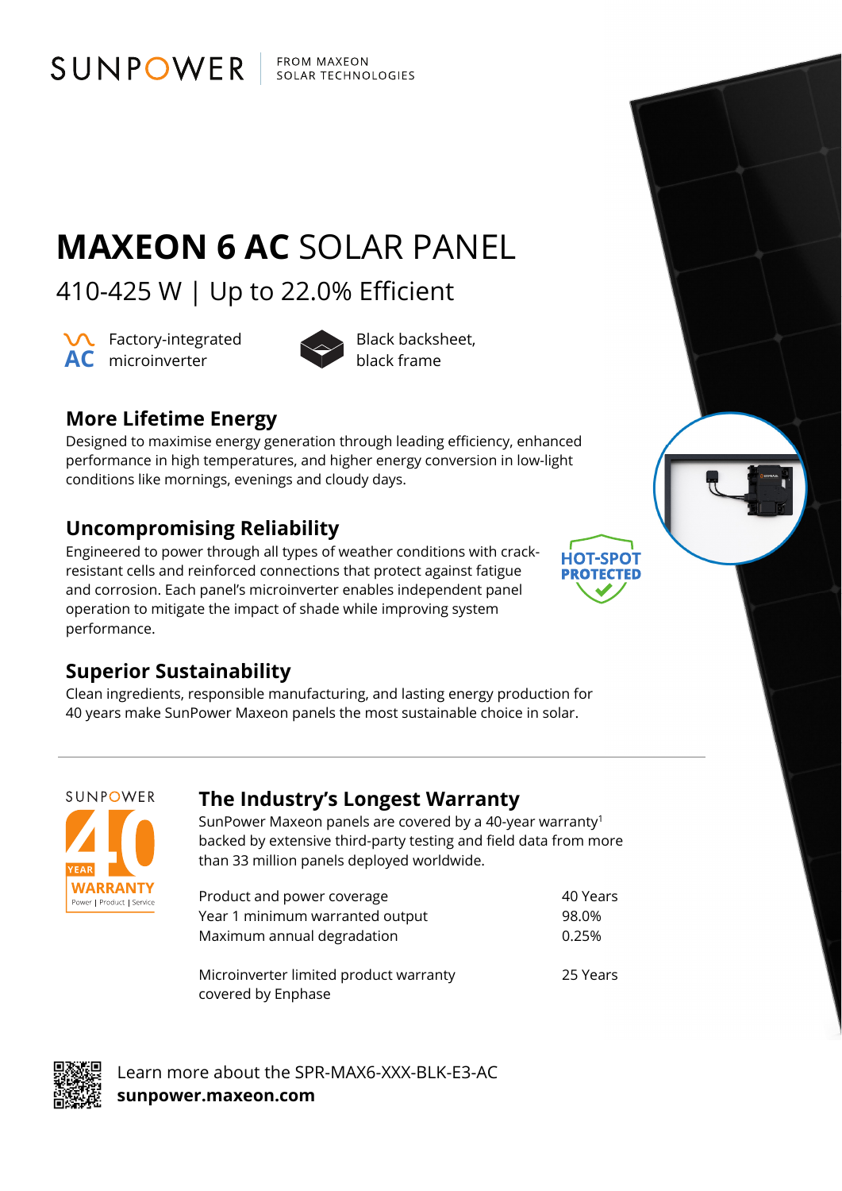SUNPOWER | FROM MAXEON SOLAR TECHNOLOGIES

# MAXEON 6 AC SOLAR PANEL

## 410-425 W | Up to 22.0% Efficient

AC Factory-integrated microinverter

Black backsheet, black frame

### More Lifetime Energy

Designed to maximise energy generation through leading efficiency, enhanced performance in high temperatures, and higher energy conversion in low-light conditions like mornings, evenings and cloudy days.

### Uncompromising Reliability

Engineered to power through all types of weather conditions with crack-resistant cells and reinforced connections that protect against fatigue and corrosion. Each panel's microinverter enables independent panel operation to mitigate the impact of shade while improving system performance.

HOT-SPOT PROTECTED

### Superior Sustainability

Clean ingredients, responsible manufacturing, and lasting energy production for 40 years make SunPower Maxeon panels the most sustainable choice in solar.

---

SUNPOWER 40 YEAR WARRANTY Power | Product | Service

### The Industry's Longest Warranty

SunPower Maxeon panels are covered by a 40-year warranty[1] backed by extensive third-party testing and field data from more than 33 million panels deployed worldwide.

| | |
|---|---|
| Product and power coverage | 40 Years |
| Year 1 minimum warranted output | 98.0% |
| Maximum annual degradation | 0.25% |
| Microinverter limited product warranty covered by Enphase | 25 Years |

Learn more about the SPR-MAX6-XXX-BLK-E3-AC
**sunpower.maxeon.com**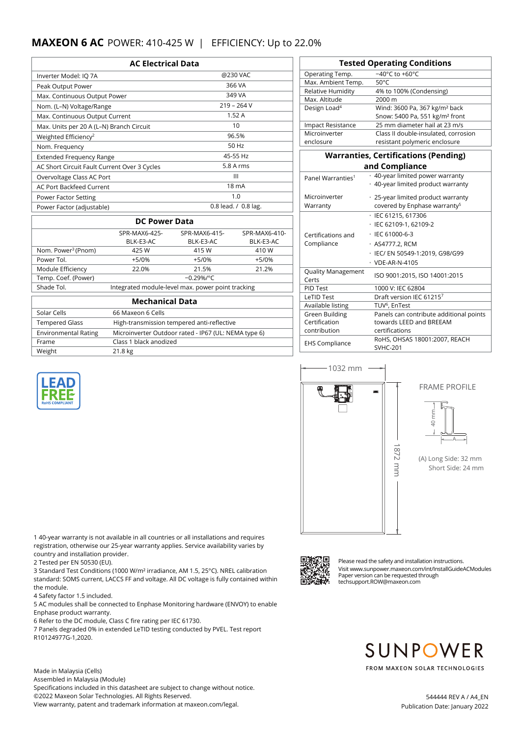# MAXEON 6 AC POWER: 410-425 W | EFFICIENCY: Up to 22.0%

| AC Electrical Data | |
|---|---|
| Inverter Model: IQ 7A | @230 VAC |
| Peak Output Power | 366 VA |
| Max. Continuous Output Power | 349 VA |
| Nom. (L–N) Voltage/Range | 219 – 264 V |
| Max. Continuous Output Current | 1.52 A |
| Max. Units per 20 A (L–N) Branch Circuit | 10 |
| Weighted Efficiency[2] | 96.5% |
| Nom. Frequency | 50 Hz |
| Extended Frequency Range | 45-55 Hz |
| AC Short Circuit Fault Current Over 3 Cycles | 5.8 A rms |
| Overvoltage Class AC Port | III |
| AC Port Backfeed Current | 18 mA |
| Power Factor Setting | 1.0 |
| Power Factor (adjustable) | 0.8 lead. / 0.8 lag. |

| DC Power Data | SPR-MAX6-425-BLK-E3-AC | SPR-MAX6-415-BLK-E3-AC | SPR-MAX6-410-BLK-E3-AC |
|---|---|---|---|
| Nom. Power[3] (Pnom) | 425 W | 415 W | 410 W |
| Power Tol. | +5/0% | +5/0% | +5/0% |
| Module Efficiency | 22.0% | 21.5% | 21.2% |
| Temp. Coef. (Power) | −0.29%/°C | | |
| Shade Tol. | Integrated module-level max. power point tracking | | |

| Mechanical Data | |
|---|---|
| Solar Cells | 66 Maxeon 6 Cells |
| Tempered Glass | High-transmission tempered anti-reflective |
| Environmental Rating | Microinverter Outdoor rated - IP67 (UL: NEMA type 6) |
| Frame | Class 1 black anodized |
| Weight | 21.8 kg |

| Tested Operating Conditions | |
|---|---|
| Operating Temp. | −40°C to +60°C |
| Max. Ambient Temp. | 50°C |
| Relative Humidity | 4% to 100% (Condensing) |
| Max. Altitude | 2000 m |
| Design Load[4] | Wind: 3600 Pa, 367 kg/m² back<br>Snow: 5400 Pa, 551 kg/m² front |
| Impact Resistance | 25 mm diameter hail at 23 m/s |
| Microinverter enclosure | Class II double-insulated, corrosion resistant polymeric enclosure |

| Warranties, Certifications (Pending) and Compliance | |
|---|---|
| Panel Warranties[1] | · 40-year limited power warranty<br>· 40-year limited product warranty |
| Microinverter Warranty | · 25-year limited product warranty covered by Enphase warranty[5] |
| Certifications and Compliance | · IEC 61215, 617306<br>· IEC 62109-1, 62109-2<br>· IEC 61000-6-3<br>· AS4777.2, RCM<br>· IEC/ EN 50549-1:2019, G98/G99<br>· VDE-AR-N-4105 |
| Quality Management Certs | ISO 9001:2015, ISO 14001:2015 |
| PID Test | 1000 V: IEC 62804 |
| LeTID Test | Draft version IEC 61215[7] |
| Available listing | TUV[6], EnTest |
| Green Building Certification contribution | Panels can contribute additional points towards LEED and BREEAM certifications |
| EHS Compliance | RoHS, OHSAS 18001:2007, REACH SVHC-201 |

LEAD FREE
RoHS COMPLIANT

1032 mm

1872 mm

FRAME PROFILE

40 mm

(A) Long Side: 32 mm
Short Side: 24 mm

1 40-year warranty is not available in all countries or all installations and requires registration, otherwise our 25-year warranty applies. Service availability varies by country and installation provider.
2 Tested per EN 50530 (EU).
3 Standard Test Conditions (1000 W/m² irradiance, AM 1.5, 25°C). NREL calibration standard: SOMS current, LACCS FF and voltage. All DC voltage is fully contained within the module.
4 Safety factor 1.5 included.
5 AC modules shall be connected to Enphase Monitoring hardware (ENVOY) to enable Enphase product warranty.
6 Refer to the DC module, Class C fire rating per IEC 61730.
7 Panels degraded 0% in extended LeTID testing conducted by PVEL. Test report R10124977G-1,2020.

Please read the safety and installation instructions.
Visit www.sunpower.maxeon.com/int/InstallGuideACModules
Paper version can be requested through
techsupport.ROW@maxeon.com

Made in Malaysia (Cells)
Assembled in Malaysia (Module)
Specifications included in this datasheet are subject to change without notice.
©2022 Maxeon Solar Technologies. All Rights Reserved.
View warranty, patent and trademark information at maxeon.com/legal.

SUNPOWER
FROM MAXEON SOLAR TECHNOLOGIES

544444 REV A / A4_EN
Publication Date: January 2022